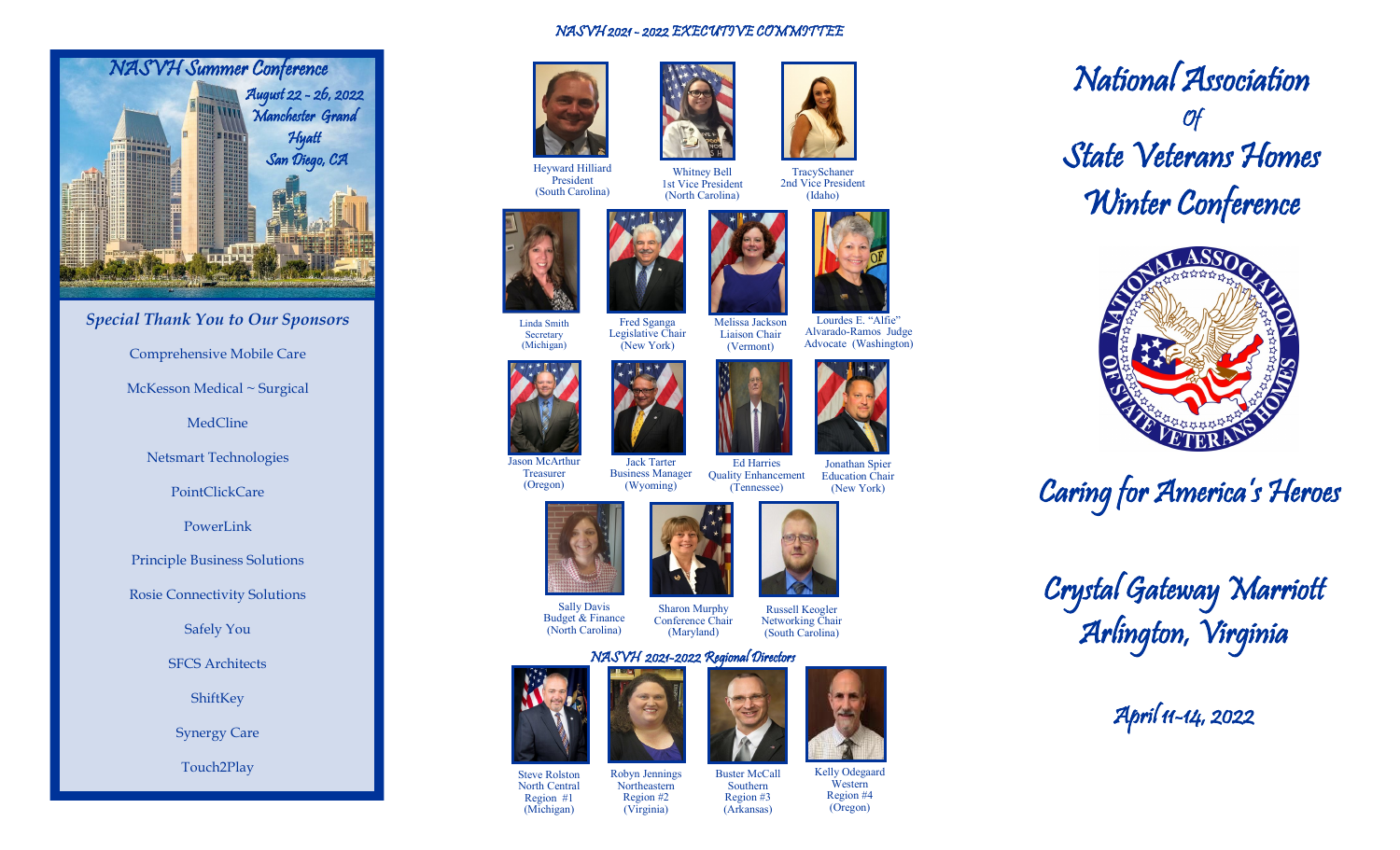## NASVH Summer Conference

*August 22 - 26, 2022*
*Manchester Grand Hyatt*
*San Diego, CA*

### *Special Thank You to Our Sponsors*

Comprehensive Mobile Care

McKesson Medical ~ Surgical

MedCline

Netsmart Technologies

PointClickCare

PowerLink

Principle Business Solutions

Rosie Connectivity Solutions

Safely You

SFCS Architects

ShiftKey

Synergy Care

Touch2Play

## *NASVH 2021 - 2022 EXECUTIVE COMMITTEE*

Heyward Hilliard
President
(South Carolina)

Whitney Bell
1st Vice President
(North Carolina)

TracySchaner
2nd Vice President
(Idaho)

Linda Smith
Secretary
(Michigan)

Fred Sganga
Legislative Chair
(New York)

Melissa Jackson
Liaison Chair
(Vermont)

Lourdes E. "Alfie" Alvarado-Ramos Judge Advocate (Washington)

Jason McArthur
Treasurer
(Oregon)

Jack Tarter
Business Manager
(Wyoming)

Ed Harries
Quality Enhancement
(Tennessee)

Jonathan Spier
Education Chair
(New York)

Sally Davis
Budget & Finance
(North Carolina)

Sharon Murphy
Conference Chair
(Maryland)

Russell Keogler
Networking Chair
(South Carolina)

## *NASVH 2021-2022 Regional Directors*

Steve Rolston
North Central
Region #1
(Michigan)

Robyn Jennings
Northeastern
Region #2
(Virginia)

Buster McCall
Southern
Region #3
(Arkansas)

Kelly Odegaard
Western
Region #4
(Oregon)

# *National Association of State Veterans Homes Winter Conference*

*Caring for America's Heroes*

*Crystal Gateway Marriott*
*Arlington, Virginia*

*April 11-14, 2022*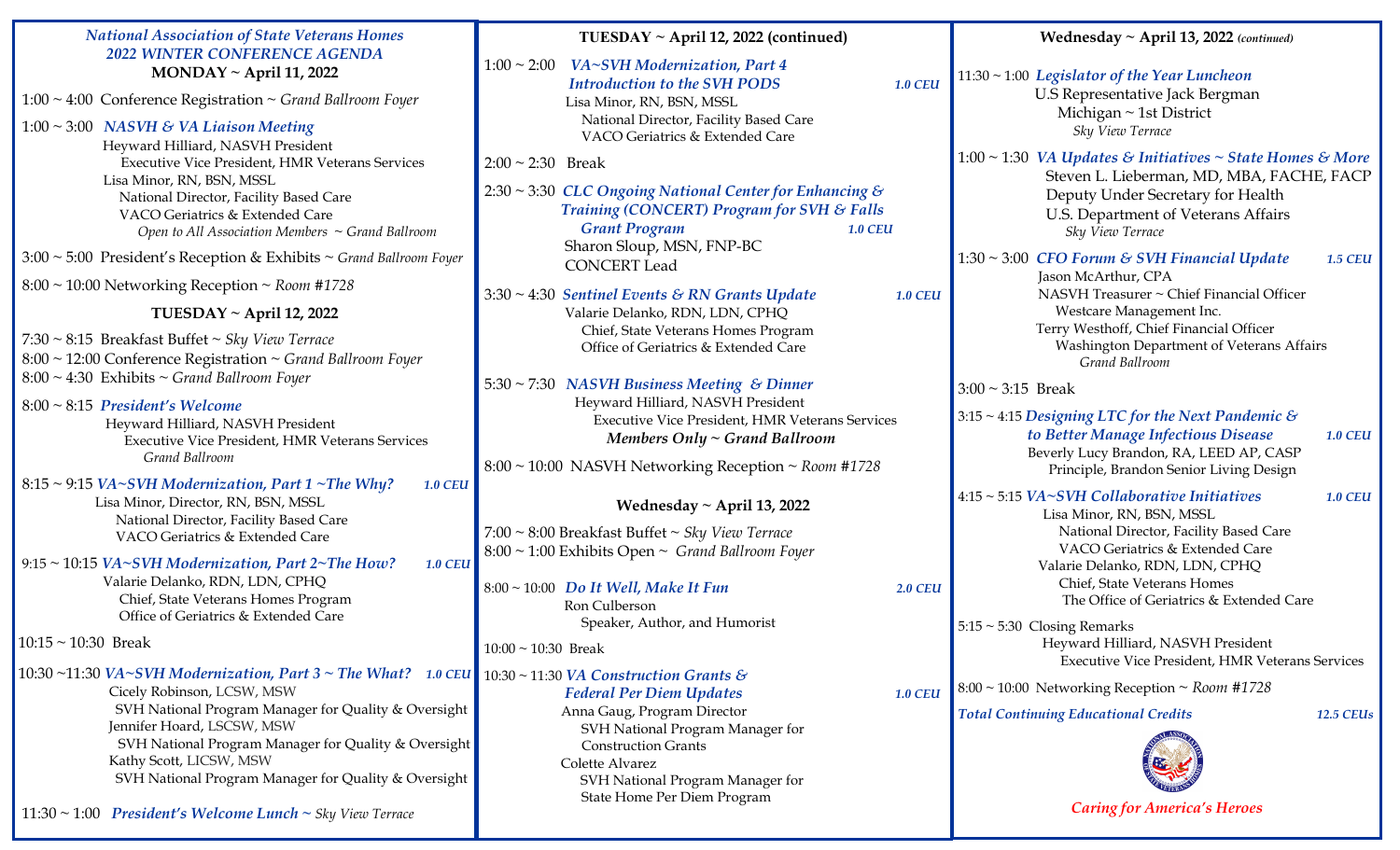*National Association of State Veterans Homes*
*2022 WINTER CONFERENCE AGENDA*

## MONDAY ~ April 11, 2022

1:00 ~ 4:00 Conference Registration ~ *Grand Ballroom Foyer*

1:00 ~ 3:00 ***NASVH & VA Liaison Meeting***
Heyward Hilliard, NASVH President
Executive Vice President, HMR Veterans Services
Lisa Minor, RN, BSN, MSSL
National Director, Facility Based Care
VACO Geriatrics & Extended Care
*Open to All Association Members ~ Grand Ballroom*

3:00 ~ 5:00 President's Reception & Exhibits ~ *Grand Ballroom Foyer*

8:00 ~ 10:00 Networking Reception ~ *Room #1728*

## TUESDAY ~ April 12, 2022

7:30 ~ 8:15 Breakfast Buffet ~ *Sky View Terrace*
8:00 ~ 12:00 Conference Registration ~ *Grand Ballroom Foyer*
8:00 ~ 4:30 Exhibits ~ *Grand Ballroom Foyer*

8:00 ~ 8:15 ***President's Welcome***
Heyward Hilliard, NASVH President
Executive Vice President, HMR Veterans Services
*Grand Ballroom*

8:15 ~ 9:15 ***VA~SVH Modernization, Part 1 ~The Why?*** **1.0 CEU**
Lisa Minor, Director, RN, BSN, MSSL
National Director, Facility Based Care
VACO Geriatrics & Extended Care

9:15 ~ 10:15 ***VA~SVH Modernization, Part 2~The How?*** **1.0 CEU**
Valarie Delanko, RDN, LDN, CPHQ
Chief, State Veterans Homes Program
Office of Geriatrics & Extended Care

10:15 ~ 10:30 Break

10:30 ~11:30 ***VA~SVH Modernization, Part 3 ~ The What?*** **1.0 CEU**
Cicely Robinson, LCSW, MSW
SVH National Program Manager for Quality & Oversight
Jennifer Hoard, LSCSW, MSW
SVH National Program Manager for Quality & Oversight
Kathy Scott, LICSW, MSW
SVH National Program Manager for Quality & Oversight

11:30 ~ 1:00 ***President's Welcome Lunch*** ~ *Sky View Terrace*

## TUESDAY ~ April 12, 2022 (continued)

1:00 ~ 2:00 ***VA~SVH Modernization, Part 4***
***Introduction to the SVH PODS*** **1.0 CEU**
Lisa Minor, RN, BSN, MSSL
National Director, Facility Based Care
VACO Geriatrics & Extended Care

2:00 ~ 2:30 Break

2:30 ~ 3:30 ***CLC Ongoing National Center for Enhancing & Training (CONCERT) Program for SVH & Falls Grant Program*** **1.0 CEU**
Sharon Sloup, MSN, FNP-BC
CONCERT Lead

3:30 ~ 4:30 ***Sentinel Events & RN Grants Update*** **1.0 CEU**
Valarie Delanko, RDN, LDN, CPHQ
Chief, State Veterans Homes Program
Office of Geriatrics & Extended Care

5:30 ~ 7:30 ***NASVH Business Meeting & Dinner***
Heyward Hilliard, NASVH President
Executive Vice President, HMR Veterans Services
***Members Only ~ Grand Ballroom***

8:00 ~ 10:00 NASVH Networking Reception ~ *Room #1728*

## Wednesday ~ April 13, 2022

7:00 ~ 8:00 Breakfast Buffet ~ *Sky View Terrace*
8:00 ~ 1:00 Exhibits Open ~ *Grand Ballroom Foyer*

8:00 ~ 10:00 ***Do It Well, Make It Fun*** **2.0 CEU**
Ron Culberson
Speaker, Author, and Humorist

10:00 ~ 10:30 Break

10:30 ~ 11:30 ***VA Construction Grants & Federal Per Diem Updates*** **1.0 CEU**
Anna Gaug, Program Director
SVH National Program Manager for Construction Grants
Colette Alvarez
SVH National Program Manager for State Home Per Diem Program

## Wednesday ~ April 13, 2022 *(continued)*

11:30 ~ 1:00 ***Legislator of the Year Luncheon***
U.S Representative Jack Bergman
Michigan ~ 1st District
*Sky View Terrace*

1:00 ~ 1:30 ***VA Updates & Initiatives ~ State Homes & More***
Steven L. Lieberman, MD, MBA, FACHE, FACP
Deputy Under Secretary for Health
U.S. Department of Veterans Affairs
*Sky View Terrace*

1:30 ~ 3:00 ***CFO Forum & SVH Financial Update*** **1.5 CEU**
Jason McArthur, CPA
NASVH Treasurer ~ Chief Financial Officer
Westcare Management Inc.
Terry Westhoff, Chief Financial Officer
Washington Department of Veterans Affairs
*Grand Ballroom*

3:00 ~ 3:15 Break

3:15 ~ 4:15 ***Designing LTC for the Next Pandemic & to Better Manage Infectious Disease*** **1.0 CEU**
Beverly Lucy Brandon, RA, LEED AP, CASP
Principle, Brandon Senior Living Design

4:15 ~ 5:15 ***VA~SVH Collaborative Initiatives*** **1.0 CEU**
Lisa Minor, RN, BSN, MSSL
National Director, Facility Based Care
VACO Geriatrics & Extended Care
Valarie Delanko, RDN, LDN, CPHQ
Chief, State Veterans Homes
The Office of Geriatrics & Extended Care

5:15 ~ 5:30 Closing Remarks
Heyward Hilliard, NASVH President
Executive Vice President, HMR Veterans Services

8:00 ~ 10:00 Networking Reception ~ *Room #1728*

***Total Continuing Educational Credits*** **12.5 CEUs**

*Caring for America's Heroes*